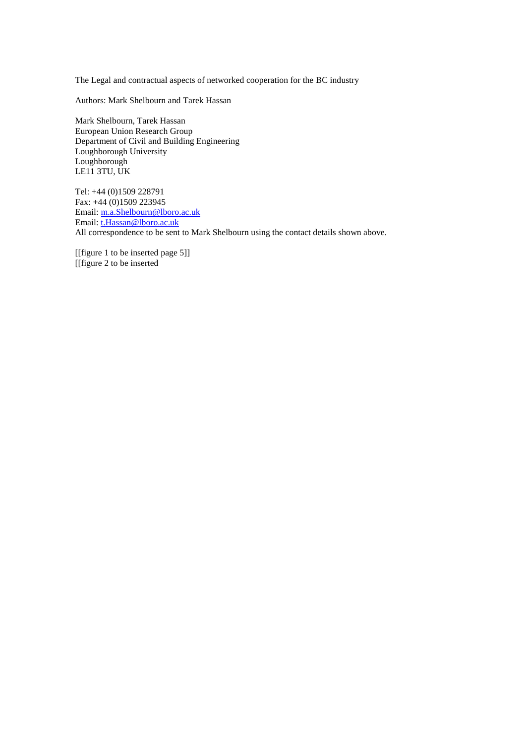The Legal and contractual aspects of networked cooperation for the BC industry

Authors: Mark Shelbourn and Tarek Hassan

Mark Shelbourn, Tarek Hassan
European Union Research Group
Department of Civil and Building Engineering
Loughborough University
Loughborough
LE11 3TU, UK

Tel: +44 (0)1509 228791
Fax: +44 (0)1509 223945
Email: m.a.Shelbourn@lboro.ac.uk
Email: t.Hassan@lboro.ac.uk
All correspondence to be sent to Mark Shelbourn using the contact details shown above.

[[figure 1 to be inserted page 5]]
[[figure 2 to be inserted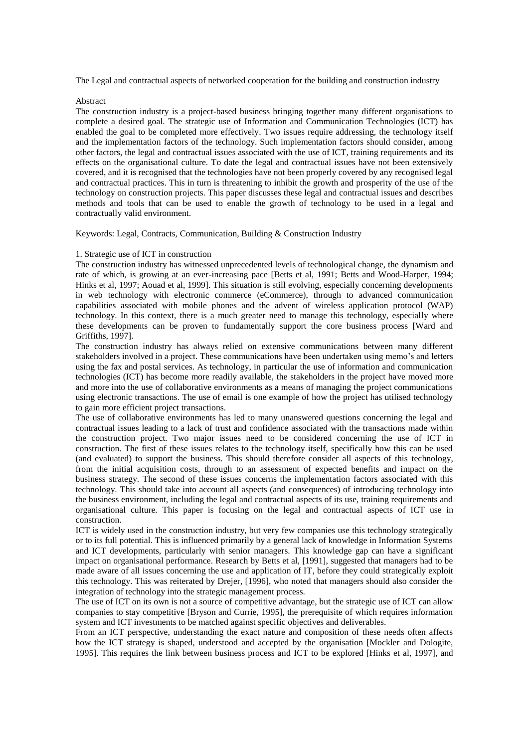# The Legal and contractual aspects of networked cooperation for the building and construction industry

## Abstract

The construction industry is a project-based business bringing together many different organisations to complete a desired goal. The strategic use of Information and Communication Technologies (ICT) has enabled the goal to be completed more effectively. Two issues require addressing, the technology itself and the implementation factors of the technology. Such implementation factors should consider, among other factors, the legal and contractual issues associated with the use of ICT, training requirements and its effects on the organisational culture. To date the legal and contractual issues have not been extensively covered, and it is recognised that the technologies have not been properly covered by any recognised legal and contractual practices. This in turn is threatening to inhibit the growth and prosperity of the use of the technology on construction projects. This paper discusses these legal and contractual issues and describes methods and tools that can be used to enable the growth of technology to be used in a legal and contractually valid environment.

Keywords: Legal, Contracts, Communication, Building & Construction Industry

## 1. Strategic use of ICT in construction

The construction industry has witnessed unprecedented levels of technological change, the dynamism and rate of which, is growing at an ever-increasing pace [Betts et al, 1991; Betts and Wood-Harper, 1994; Hinks et al, 1997; Aouad et al, 1999]. This situation is still evolving, especially concerning developments in web technology with electronic commerce (eCommerce), through to advanced communication capabilities associated with mobile phones and the advent of wireless application protocol (WAP) technology. In this context, there is a much greater need to manage this technology, especially where these developments can be proven to fundamentally support the core business process [Ward and Griffiths, 1997].

The construction industry has always relied on extensive communications between many different stakeholders involved in a project. These communications have been undertaken using memo's and letters using the fax and postal services. As technology, in particular the use of information and communication technologies (ICT) has become more readily available, the stakeholders in the project have moved more and more into the use of collaborative environments as a means of managing the project communications using electronic transactions. The use of email is one example of how the project has utilised technology to gain more efficient project transactions.

The use of collaborative environments has led to many unanswered questions concerning the legal and contractual issues leading to a lack of trust and confidence associated with the transactions made within the construction project. Two major issues need to be considered concerning the use of ICT in construction. The first of these issues relates to the technology itself, specifically how this can be used (and evaluated) to support the business. This should therefore consider all aspects of this technology, from the initial acquisition costs, through to an assessment of expected benefits and impact on the business strategy. The second of these issues concerns the implementation factors associated with this technology. This should take into account all aspects (and consequences) of introducing technology into the business environment, including the legal and contractual aspects of its use, training requirements and organisational culture. This paper is focusing on the legal and contractual aspects of ICT use in construction.

ICT is widely used in the construction industry, but very few companies use this technology strategically or to its full potential. This is influenced primarily by a general lack of knowledge in Information Systems and ICT developments, particularly with senior managers. This knowledge gap can have a significant impact on organisational performance. Research by Betts et al, [1991], suggested that managers had to be made aware of all issues concerning the use and application of IT, before they could strategically exploit this technology. This was reiterated by Drejer, [1996], who noted that managers should also consider the integration of technology into the strategic management process.

The use of ICT on its own is not a source of competitive advantage, but the strategic use of ICT can allow companies to stay competitive [Bryson and Currie, 1995], the prerequisite of which requires information system and ICT investments to be matched against specific objectives and deliverables.

From an ICT perspective, understanding the exact nature and composition of these needs often affects how the ICT strategy is shaped, understood and accepted by the organisation [Mockler and Dologite, 1995]. This requires the link between business process and ICT to be explored [Hinks et al, 1997], and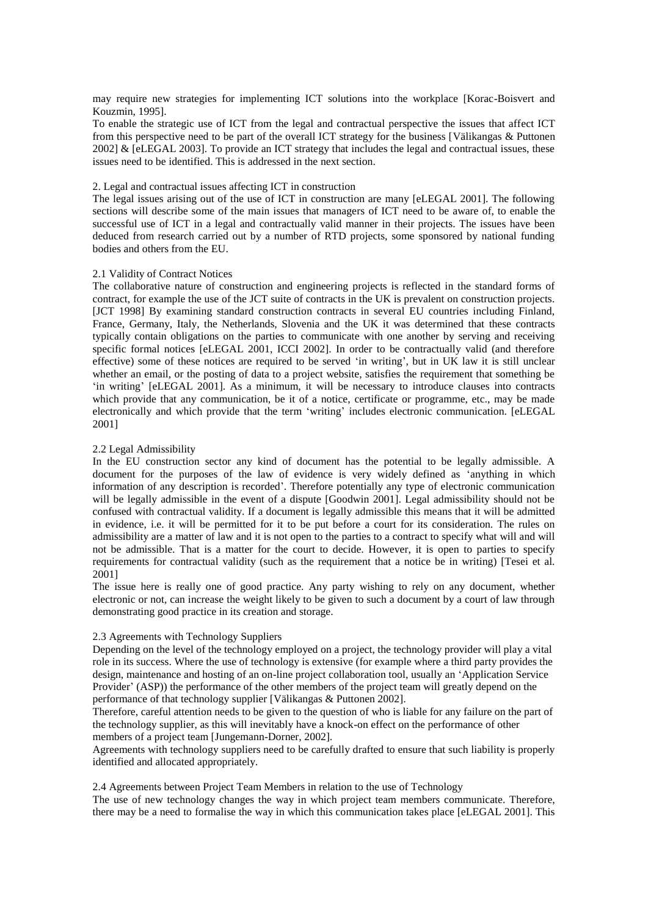may require new strategies for implementing ICT solutions into the workplace [Korac-Boisvert and Kouzmin, 1995].

To enable the strategic use of ICT from the legal and contractual perspective the issues that affect ICT from this perspective need to be part of the overall ICT strategy for the business [Välikangas & Puttonen 2002] & [eLEGAL 2003]. To provide an ICT strategy that includes the legal and contractual issues, these issues need to be identified. This is addressed in the next section.

## 2. Legal and contractual issues affecting ICT in construction

The legal issues arising out of the use of ICT in construction are many [eLEGAL 2001]. The following sections will describe some of the main issues that managers of ICT need to be aware of, to enable the successful use of ICT in a legal and contractually valid manner in their projects. The issues have been deduced from research carried out by a number of RTD projects, some sponsored by national funding bodies and others from the EU.

### 2.1 Validity of Contract Notices

The collaborative nature of construction and engineering projects is reflected in the standard forms of contract, for example the use of the JCT suite of contracts in the UK is prevalent on construction projects. [JCT 1998] By examining standard construction contracts in several EU countries including Finland, France, Germany, Italy, the Netherlands, Slovenia and the UK it was determined that these contracts typically contain obligations on the parties to communicate with one another by serving and receiving specific formal notices [eLEGAL 2001, ICCI 2002]. In order to be contractually valid (and therefore effective) some of these notices are required to be served 'in writing', but in UK law it is still unclear whether an email, or the posting of data to a project website, satisfies the requirement that something be 'in writing' [eLEGAL 2001]. As a minimum, it will be necessary to introduce clauses into contracts which provide that any communication, be it of a notice, certificate or programme, etc., may be made electronically and which provide that the term 'writing' includes electronic communication. [eLEGAL 2001]

### 2.2 Legal Admissibility

In the EU construction sector any kind of document has the potential to be legally admissible. A document for the purposes of the law of evidence is very widely defined as 'anything in which information of any description is recorded'. Therefore potentially any type of electronic communication will be legally admissible in the event of a dispute [Goodwin 2001]. Legal admissibility should not be confused with contractual validity. If a document is legally admissible this means that it will be admitted in evidence, i.e. it will be permitted for it to be put before a court for its consideration. The rules on admissibility are a matter of law and it is not open to the parties to a contract to specify what will and will not be admissible. That is a matter for the court to decide. However, it is open to parties to specify requirements for contractual validity (such as the requirement that a notice be in writing) [Tesei et al. 2001]

The issue here is really one of good practice. Any party wishing to rely on any document, whether electronic or not, can increase the weight likely to be given to such a document by a court of law through demonstrating good practice in its creation and storage.

### 2.3 Agreements with Technology Suppliers

Depending on the level of the technology employed on a project, the technology provider will play a vital role in its success. Where the use of technology is extensive (for example where a third party provides the design, maintenance and hosting of an on-line project collaboration tool, usually an 'Application Service Provider' (ASP)) the performance of the other members of the project team will greatly depend on the performance of that technology supplier [Välikangas & Puttonen 2002].

Therefore, careful attention needs to be given to the question of who is liable for any failure on the part of the technology supplier, as this will inevitably have a knock-on effect on the performance of other members of a project team [Jungemann-Dorner, 2002].

Agreements with technology suppliers need to be carefully drafted to ensure that such liability is properly identified and allocated appropriately.

### 2.4 Agreements between Project Team Members in relation to the use of Technology

The use of new technology changes the way in which project team members communicate. Therefore, there may be a need to formalise the way in which this communication takes place [eLEGAL 2001]. This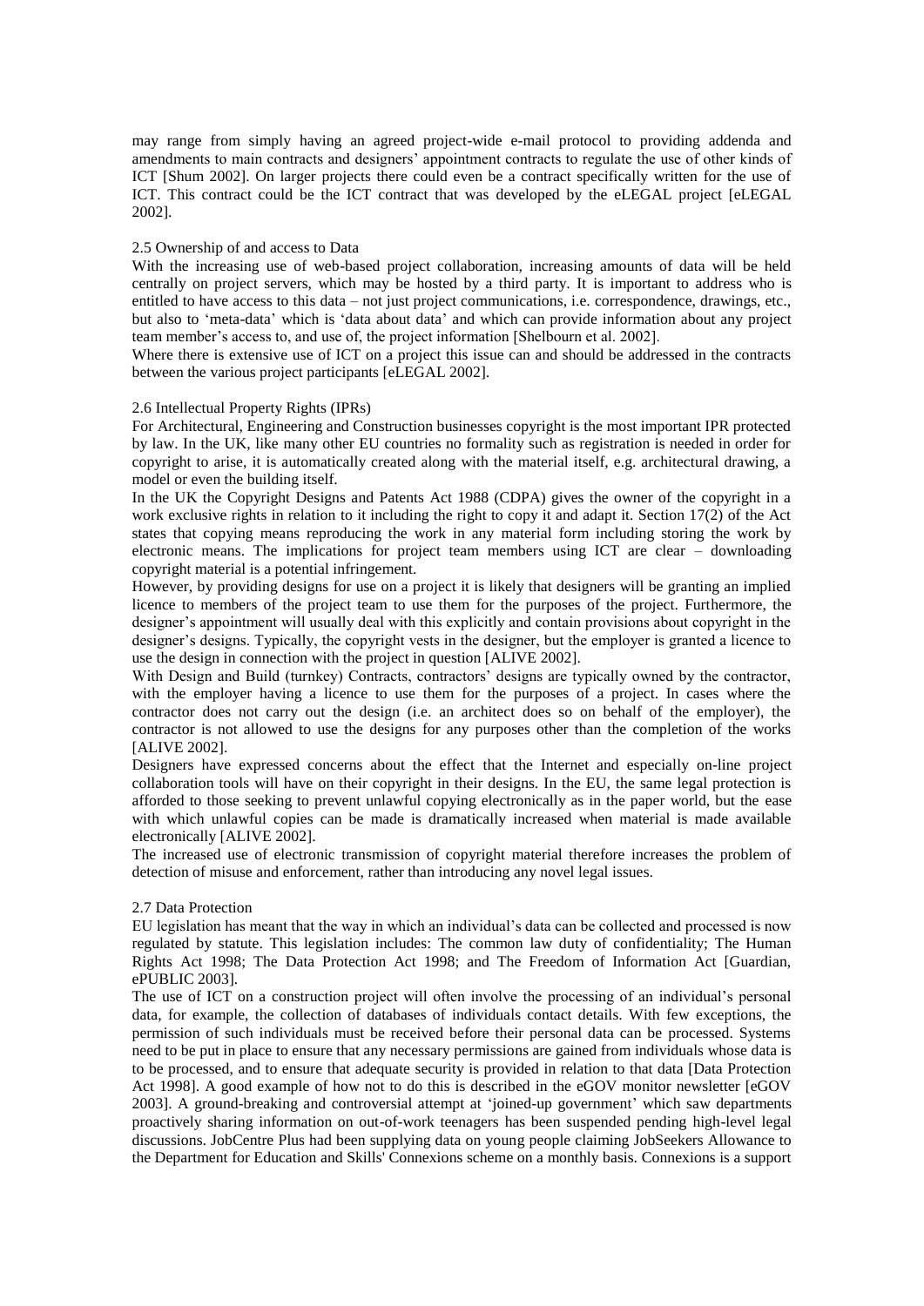may range from simply having an agreed project-wide e-mail protocol to providing addenda and amendments to main contracts and designers' appointment contracts to regulate the use of other kinds of ICT [Shum 2002]. On larger projects there could even be a contract specifically written for the use of ICT. This contract could be the ICT contract that was developed by the eLEGAL project [eLEGAL 2002].

## 2.5 Ownership of and access to Data

With the increasing use of web-based project collaboration, increasing amounts of data will be held centrally on project servers, which may be hosted by a third party. It is important to address who is entitled to have access to this data – not just project communications, i.e. correspondence, drawings, etc., but also to 'meta-data' which is 'data about data' and which can provide information about any project team member's access to, and use of, the project information [Shelbourn et al. 2002].

Where there is extensive use of ICT on a project this issue can and should be addressed in the contracts between the various project participants [eLEGAL 2002].

## 2.6 Intellectual Property Rights (IPRs)

For Architectural, Engineering and Construction businesses copyright is the most important IPR protected by law. In the UK, like many other EU countries no formality such as registration is needed in order for copyright to arise, it is automatically created along with the material itself, e.g. architectural drawing, a model or even the building itself.

In the UK the Copyright Designs and Patents Act 1988 (CDPA) gives the owner of the copyright in a work exclusive rights in relation to it including the right to copy it and adapt it. Section 17(2) of the Act states that copying means reproducing the work in any material form including storing the work by electronic means. The implications for project team members using ICT are clear – downloading copyright material is a potential infringement.

However, by providing designs for use on a project it is likely that designers will be granting an implied licence to members of the project team to use them for the purposes of the project. Furthermore, the designer's appointment will usually deal with this explicitly and contain provisions about copyright in the designer's designs. Typically, the copyright vests in the designer, but the employer is granted a licence to use the design in connection with the project in question [ALIVE 2002].

With Design and Build (turnkey) Contracts, contractors' designs are typically owned by the contractor, with the employer having a licence to use them for the purposes of a project. In cases where the contractor does not carry out the design (i.e. an architect does so on behalf of the employer), the contractor is not allowed to use the designs for any purposes other than the completion of the works [ALIVE 2002].

Designers have expressed concerns about the effect that the Internet and especially on-line project collaboration tools will have on their copyright in their designs. In the EU, the same legal protection is afforded to those seeking to prevent unlawful copying electronically as in the paper world, but the ease with which unlawful copies can be made is dramatically increased when material is made available electronically [ALIVE 2002].

The increased use of electronic transmission of copyright material therefore increases the problem of detection of misuse and enforcement, rather than introducing any novel legal issues.

## 2.7 Data Protection

EU legislation has meant that the way in which an individual's data can be collected and processed is now regulated by statute. This legislation includes: The common law duty of confidentiality; The Human Rights Act 1998; The Data Protection Act 1998; and The Freedom of Information Act [Guardian, ePUBLIC 2003].

The use of ICT on a construction project will often involve the processing of an individual's personal data, for example, the collection of databases of individuals contact details. With few exceptions, the permission of such individuals must be received before their personal data can be processed. Systems need to be put in place to ensure that any necessary permissions are gained from individuals whose data is to be processed, and to ensure that adequate security is provided in relation to that data [Data Protection Act 1998]. A good example of how not to do this is described in the eGOV monitor newsletter [eGOV 2003]. A ground-breaking and controversial attempt at 'joined-up government' which saw departments proactively sharing information on out-of-work teenagers has been suspended pending high-level legal discussions. JobCentre Plus had been supplying data on young people claiming JobSeekers Allowance to the Department for Education and Skills' Connexions scheme on a monthly basis. Connexions is a support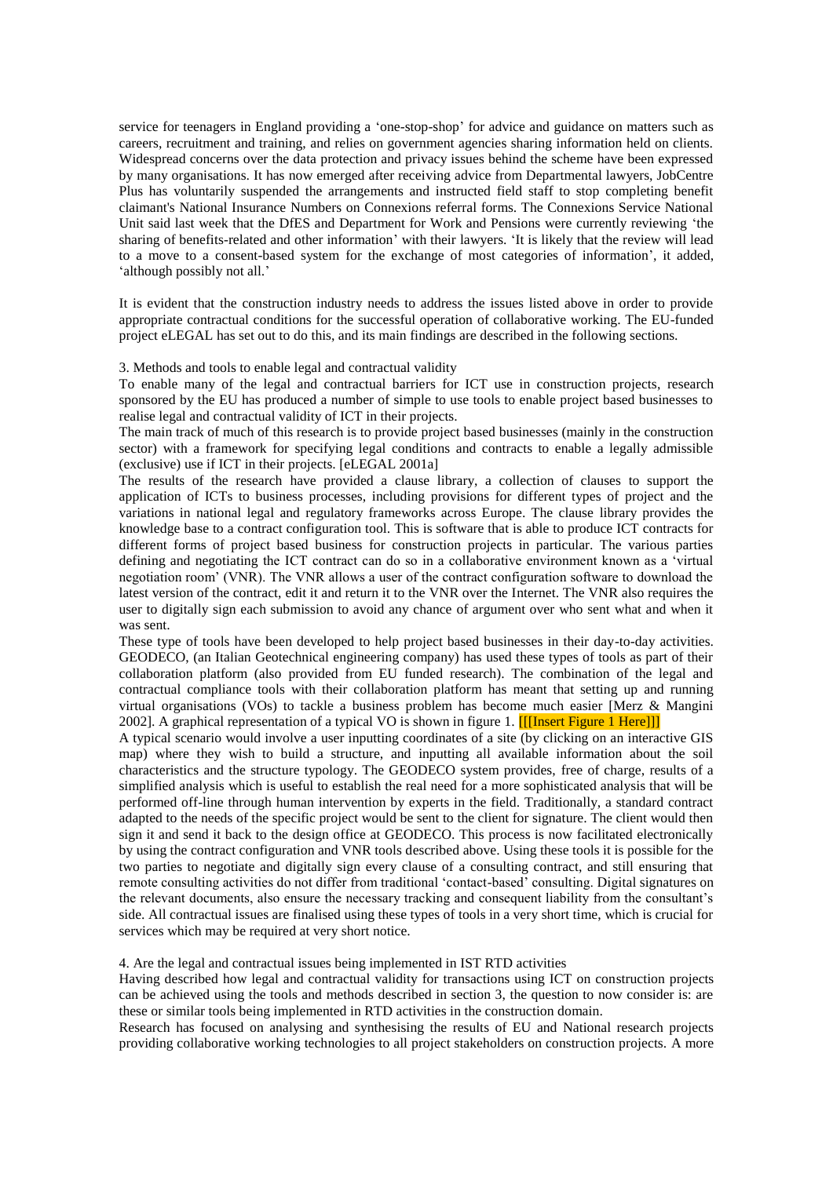service for teenagers in England providing a 'one-stop-shop' for advice and guidance on matters such as careers, recruitment and training, and relies on government agencies sharing information held on clients. Widespread concerns over the data protection and privacy issues behind the scheme have been expressed by many organisations. It has now emerged after receiving advice from Departmental lawyers, JobCentre Plus has voluntarily suspended the arrangements and instructed field staff to stop completing benefit claimant's National Insurance Numbers on Connexions referral forms. The Connexions Service National Unit said last week that the DfES and Department for Work and Pensions were currently reviewing 'the sharing of benefits-related and other information' with their lawyers. 'It is likely that the review will lead to a move to a consent-based system for the exchange of most categories of information', it added, 'although possibly not all.'

It is evident that the construction industry needs to address the issues listed above in order to provide appropriate contractual conditions for the successful operation of collaborative working. The EU-funded project eLEGAL has set out to do this, and its main findings are described in the following sections.

## 3. Methods and tools to enable legal and contractual validity

To enable many of the legal and contractual barriers for ICT use in construction projects, research sponsored by the EU has produced a number of simple to use tools to enable project based businesses to realise legal and contractual validity of ICT in their projects.

The main track of much of this research is to provide project based businesses (mainly in the construction sector) with a framework for specifying legal conditions and contracts to enable a legally admissible (exclusive) use if ICT in their projects. [eLEGAL 2001a]

The results of the research have provided a clause library, a collection of clauses to support the application of ICTs to business processes, including provisions for different types of project and the variations in national legal and regulatory frameworks across Europe. The clause library provides the knowledge base to a contract configuration tool. This is software that is able to produce ICT contracts for different forms of project based business for construction projects in particular. The various parties defining and negotiating the ICT contract can do so in a collaborative environment known as a 'virtual negotiation room' (VNR). The VNR allows a user of the contract configuration software to download the latest version of the contract, edit it and return it to the VNR over the Internet. The VNR also requires the user to digitally sign each submission to avoid any chance of argument over who sent what and when it was sent.

These type of tools have been developed to help project based businesses in their day-to-day activities. GEODECO, (an Italian Geotechnical engineering company) has used these types of tools as part of their collaboration platform (also provided from EU funded research). The combination of the legal and contractual compliance tools with their collaboration platform has meant that setting up and running virtual organisations (VOs) to tackle a business problem has become much easier [Merz & Mangini 2002]. A graphical representation of a typical VO is shown in figure 1. [[[Insert Figure 1 Here]]]

A typical scenario would involve a user inputting coordinates of a site (by clicking on an interactive GIS map) where they wish to build a structure, and inputting all available information about the soil characteristics and the structure typology. The GEODECO system provides, free of charge, results of a simplified analysis which is useful to establish the real need for a more sophisticated analysis that will be performed off-line through human intervention by experts in the field. Traditionally, a standard contract adapted to the needs of the specific project would be sent to the client for signature. The client would then sign it and send it back to the design office at GEODECO. This process is now facilitated electronically by using the contract configuration and VNR tools described above. Using these tools it is possible for the two parties to negotiate and digitally sign every clause of a consulting contract, and still ensuring that remote consulting activities do not differ from traditional 'contact-based' consulting. Digital signatures on the relevant documents, also ensure the necessary tracking and consequent liability from the consultant's side. All contractual issues are finalised using these types of tools in a very short time, which is crucial for services which may be required at very short notice.

## 4. Are the legal and contractual issues being implemented in IST RTD activities

Having described how legal and contractual validity for transactions using ICT on construction projects can be achieved using the tools and methods described in section 3, the question to now consider is: are these or similar tools being implemented in RTD activities in the construction domain.

Research has focused on analysing and synthesising the results of EU and National research projects providing collaborative working technologies to all project stakeholders on construction projects. A more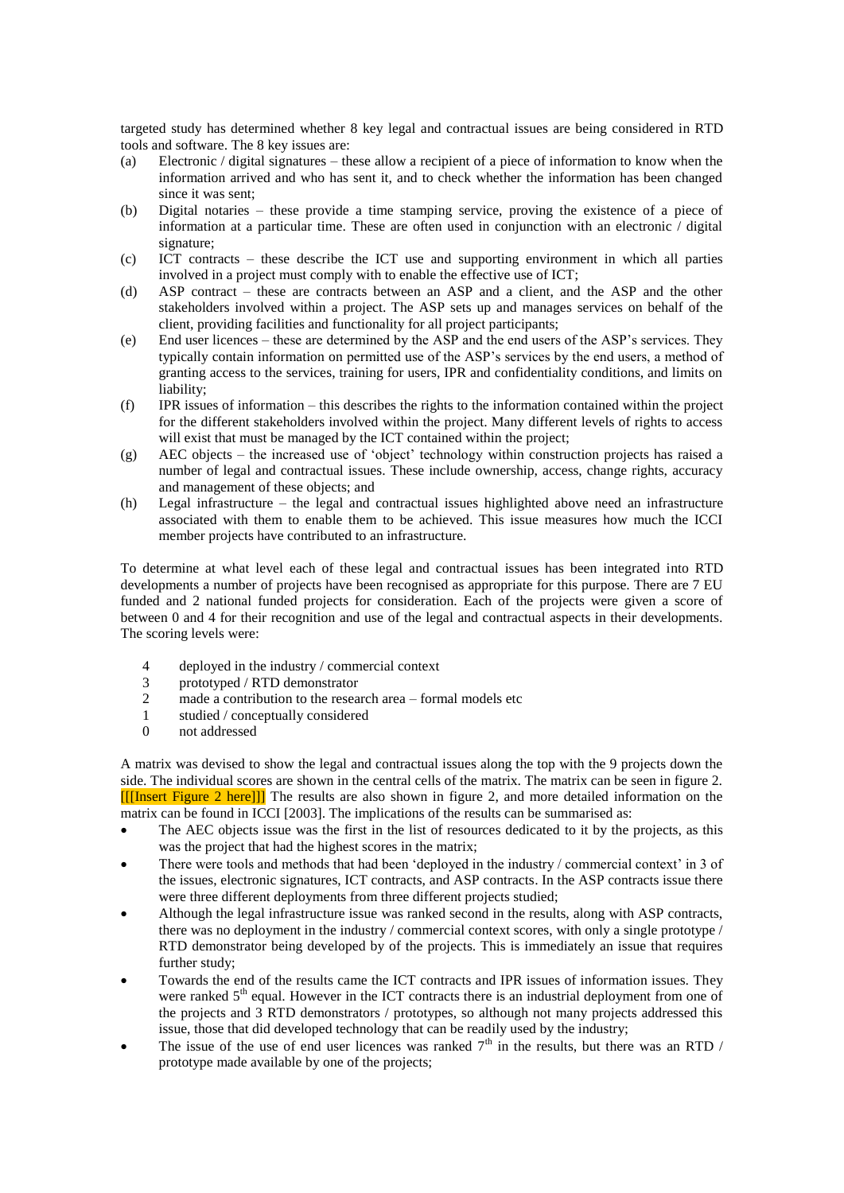targeted study has determined whether 8 key legal and contractual issues are being considered in RTD tools and software. The 8 key issues are:

(a) Electronic / digital signatures – these allow a recipient of a piece of information to know when the information arrived and who has sent it, and to check whether the information has been changed since it was sent;

(b) Digital notaries – these provide a time stamping service, proving the existence of a piece of information at a particular time. These are often used in conjunction with an electronic / digital signature;

(c) ICT contracts – these describe the ICT use and supporting environment in which all parties involved in a project must comply with to enable the effective use of ICT;

(d) ASP contract – these are contracts between an ASP and a client, and the ASP and the other stakeholders involved within a project. The ASP sets up and manages services on behalf of the client, providing facilities and functionality for all project participants;

(e) End user licences – these are determined by the ASP and the end users of the ASP's services. They typically contain information on permitted use of the ASP's services by the end users, a method of granting access to the services, training for users, IPR and confidentiality conditions, and limits on liability;

(f) IPR issues of information – this describes the rights to the information contained within the project for the different stakeholders involved within the project. Many different levels of rights to access will exist that must be managed by the ICT contained within the project;

(g) AEC objects – the increased use of 'object' technology within construction projects has raised a number of legal and contractual issues. These include ownership, access, change rights, accuracy and management of these objects; and

(h) Legal infrastructure – the legal and contractual issues highlighted above need an infrastructure associated with them to enable them to be achieved. This issue measures how much the ICCI member projects have contributed to an infrastructure.

To determine at what level each of these legal and contractual issues has been integrated into RTD developments a number of projects have been recognised as appropriate for this purpose. There are 7 EU funded and 2 national funded projects for consideration. Each of the projects were given a score of between 0 and 4 for their recognition and use of the legal and contractual aspects in their developments. The scoring levels were:

4 deployed in the industry / commercial context
3 prototyped / RTD demonstrator
2 made a contribution to the research area – formal models etc
1 studied / conceptually considered
0 not addressed

A matrix was devised to show the legal and contractual issues along the top with the 9 projects down the side. The individual scores are shown in the central cells of the matrix. The matrix can be seen in figure 2. [[[Insert Figure 2 here]]] The results are also shown in figure 2, and more detailed information on the matrix can be found in ICCI [2003]. The implications of the results can be summarised as:

- The AEC objects issue was the first in the list of resources dedicated to it by the projects, as this was the project that had the highest scores in the matrix;
- There were tools and methods that had been 'deployed in the industry / commercial context' in 3 of the issues, electronic signatures, ICT contracts, and ASP contracts. In the ASP contracts issue there were three different deployments from three different projects studied;
- Although the legal infrastructure issue was ranked second in the results, along with ASP contracts, there was no deployment in the industry / commercial context scores, with only a single prototype / RTD demonstrator being developed by of the projects. This is immediately an issue that requires further study;
- Towards the end of the results came the ICT contracts and IPR issues of information issues. They were ranked 5th equal. However in the ICT contracts there is an industrial deployment from one of the projects and 3 RTD demonstrators / prototypes, so although not many projects addressed this issue, those that did developed technology that can be readily used by the industry;
- The issue of the use of end user licences was ranked 7th in the results, but there was an RTD / prototype made available by one of the projects;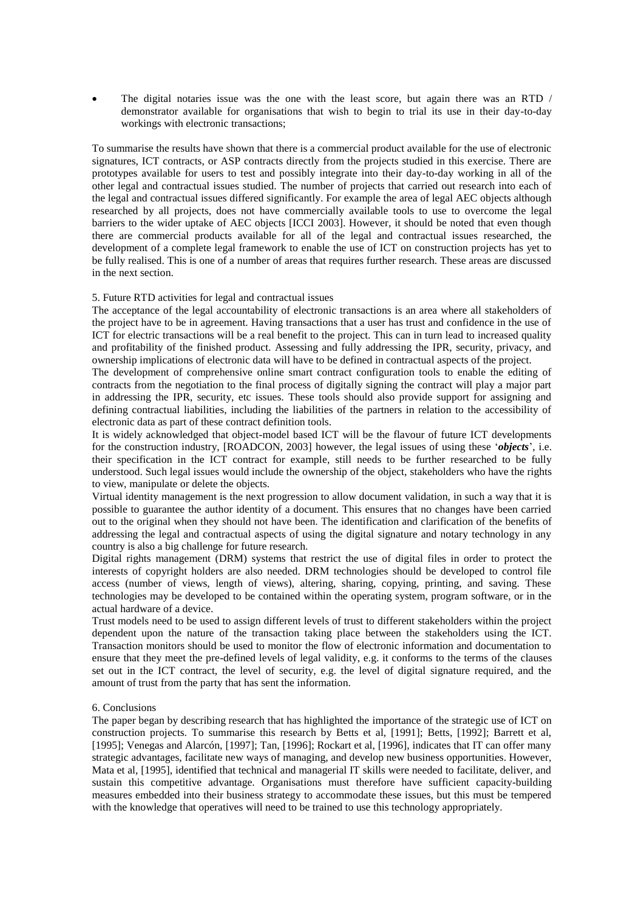- The digital notaries issue was the one with the least score, but again there was an RTD / demonstrator available for organisations that wish to begin to trial its use in their day-to-day workings with electronic transactions;

To summarise the results have shown that there is a commercial product available for the use of electronic signatures, ICT contracts, or ASP contracts directly from the projects studied in this exercise. There are prototypes available for users to test and possibly integrate into their day-to-day working in all of the other legal and contractual issues studied. The number of projects that carried out research into each of the legal and contractual issues differed significantly. For example the area of legal AEC objects although researched by all projects, does not have commercially available tools to use to overcome the legal barriers to the wider uptake of AEC objects [ICCI 2003]. However, it should be noted that even though there are commercial products available for all of the legal and contractual issues researched, the development of a complete legal framework to enable the use of ICT on construction projects has yet to be fully realised. This is one of a number of areas that requires further research. These areas are discussed in the next section.

## 5. Future RTD activities for legal and contractual issues

The acceptance of the legal accountability of electronic transactions is an area where all stakeholders of the project have to be in agreement. Having transactions that a user has trust and confidence in the use of ICT for electric transactions will be a real benefit to the project. This can in turn lead to increased quality and profitability of the finished product. Assessing and fully addressing the IPR, security, privacy, and ownership implications of electronic data will have to be defined in contractual aspects of the project.

The development of comprehensive online smart contract configuration tools to enable the editing of contracts from the negotiation to the final process of digitally signing the contract will play a major part in addressing the IPR, security, etc issues. These tools should also provide support for assigning and defining contractual liabilities, including the liabilities of the partners in relation to the accessibility of electronic data as part of these contract definition tools.

It is widely acknowledged that object-model based ICT will be the flavour of future ICT developments for the construction industry, [ROADCON, 2003] however, the legal issues of using these '***objects***', i.e. their specification in the ICT contract for example, still needs to be further researched to be fully understood. Such legal issues would include the ownership of the object, stakeholders who have the rights to view, manipulate or delete the objects.

Virtual identity management is the next progression to allow document validation, in such a way that it is possible to guarantee the author identity of a document. This ensures that no changes have been carried out to the original when they should not have been. The identification and clarification of the benefits of addressing the legal and contractual aspects of using the digital signature and notary technology in any country is also a big challenge for future research.

Digital rights management (DRM) systems that restrict the use of digital files in order to protect the interests of copyright holders are also needed. DRM technologies should be developed to control file access (number of views, length of views), altering, sharing, copying, printing, and saving. These technologies may be developed to be contained within the operating system, program software, or in the actual hardware of a device.

Trust models need to be used to assign different levels of trust to different stakeholders within the project dependent upon the nature of the transaction taking place between the stakeholders using the ICT. Transaction monitors should be used to monitor the flow of electronic information and documentation to ensure that they meet the pre-defined levels of legal validity, e.g. it conforms to the terms of the clauses set out in the ICT contract, the level of security, e.g. the level of digital signature required, and the amount of trust from the party that has sent the information.

## 6. Conclusions

The paper began by describing research that has highlighted the importance of the strategic use of ICT on construction projects. To summarise this research by Betts et al, [1991]; Betts, [1992]; Barrett et al, [1995]; Venegas and Alarcón, [1997]; Tan, [1996]; Rockart et al, [1996], indicates that IT can offer many strategic advantages, facilitate new ways of managing, and develop new business opportunities. However, Mata et al, [1995], identified that technical and managerial IT skills were needed to facilitate, deliver, and sustain this competitive advantage. Organisations must therefore have sufficient capacity-building measures embedded into their business strategy to accommodate these issues, but this must be tempered with the knowledge that operatives will need to be trained to use this technology appropriately.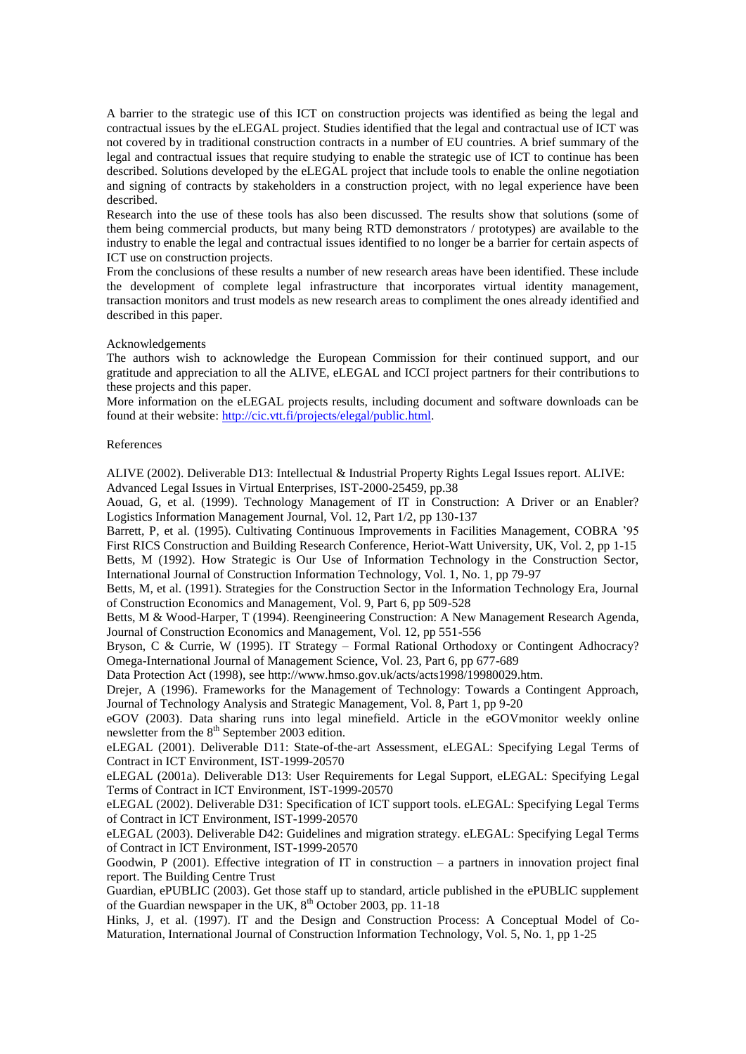A barrier to the strategic use of this ICT on construction projects was identified as being the legal and contractual issues by the eLEGAL project. Studies identified that the legal and contractual use of ICT was not covered by in traditional construction contracts in a number of EU countries. A brief summary of the legal and contractual issues that require studying to enable the strategic use of ICT to continue has been described. Solutions developed by the eLEGAL project that include tools to enable the online negotiation and signing of contracts by stakeholders in a construction project, with no legal experience have been described.

Research into the use of these tools has also been discussed. The results show that solutions (some of them being commercial products, but many being RTD demonstrators / prototypes) are available to the industry to enable the legal and contractual issues identified to no longer be a barrier for certain aspects of ICT use on construction projects.

From the conclusions of these results a number of new research areas have been identified. These include the development of complete legal infrastructure that incorporates virtual identity management, transaction monitors and trust models as new research areas to compliment the ones already identified and described in this paper.

## Acknowledgements

The authors wish to acknowledge the European Commission for their continued support, and our gratitude and appreciation to all the ALIVE, eLEGAL and ICCI project partners for their contributions to these projects and this paper.

More information on the eLEGAL projects results, including document and software downloads can be found at their website: http://cic.vtt.fi/projects/elegal/public.html.

## References

ALIVE (2002). Deliverable D13: Intellectual & Industrial Property Rights Legal Issues report. ALIVE: Advanced Legal Issues in Virtual Enterprises, IST-2000-25459, pp.38

Aouad, G, et al. (1999). Technology Management of IT in Construction: A Driver or an Enabler? Logistics Information Management Journal, Vol. 12, Part 1/2, pp 130-137

Barrett, P, et al. (1995). Cultivating Continuous Improvements in Facilities Management, COBRA '95 First RICS Construction and Building Research Conference, Heriot-Watt University, UK, Vol. 2, pp 1-15

Betts, M (1992). How Strategic is Our Use of Information Technology in the Construction Sector, International Journal of Construction Information Technology, Vol. 1, No. 1, pp 79-97

Betts, M, et al. (1991). Strategies for the Construction Sector in the Information Technology Era, Journal of Construction Economics and Management, Vol. 9, Part 6, pp 509-528

Betts, M & Wood-Harper, T (1994). Reengineering Construction: A New Management Research Agenda, Journal of Construction Economics and Management, Vol. 12, pp 551-556

Bryson, C & Currie, W (1995). IT Strategy – Formal Rational Orthodoxy or Contingent Adhocracy? Omega-International Journal of Management Science, Vol. 23, Part 6, pp 677-689

Data Protection Act (1998), see http://www.hmso.gov.uk/acts/acts1998/19980029.htm.

Drejer, A (1996). Frameworks for the Management of Technology: Towards a Contingent Approach, Journal of Technology Analysis and Strategic Management, Vol. 8, Part 1, pp 9-20

eGOV (2003). Data sharing runs into legal minefield. Article in the eGOVmonitor weekly online newsletter from the 8th September 2003 edition.

eLEGAL (2001). Deliverable D11: State-of-the-art Assessment, eLEGAL: Specifying Legal Terms of Contract in ICT Environment, IST-1999-20570

eLEGAL (2001a). Deliverable D13: User Requirements for Legal Support, eLEGAL: Specifying Legal Terms of Contract in ICT Environment, IST-1999-20570

eLEGAL (2002). Deliverable D31: Specification of ICT support tools. eLEGAL: Specifying Legal Terms of Contract in ICT Environment, IST-1999-20570

eLEGAL (2003). Deliverable D42: Guidelines and migration strategy. eLEGAL: Specifying Legal Terms of Contract in ICT Environment, IST-1999-20570

Goodwin, P (2001). Effective integration of IT in construction – a partners in innovation project final report. The Building Centre Trust

Guardian, ePUBLIC (2003). Get those staff up to standard, article published in the ePUBLIC supplement of the Guardian newspaper in the UK, 8th October 2003, pp. 11-18

Hinks, J, et al. (1997). IT and the Design and Construction Process: A Conceptual Model of Co-Maturation, International Journal of Construction Information Technology, Vol. 5, No. 1, pp 1-25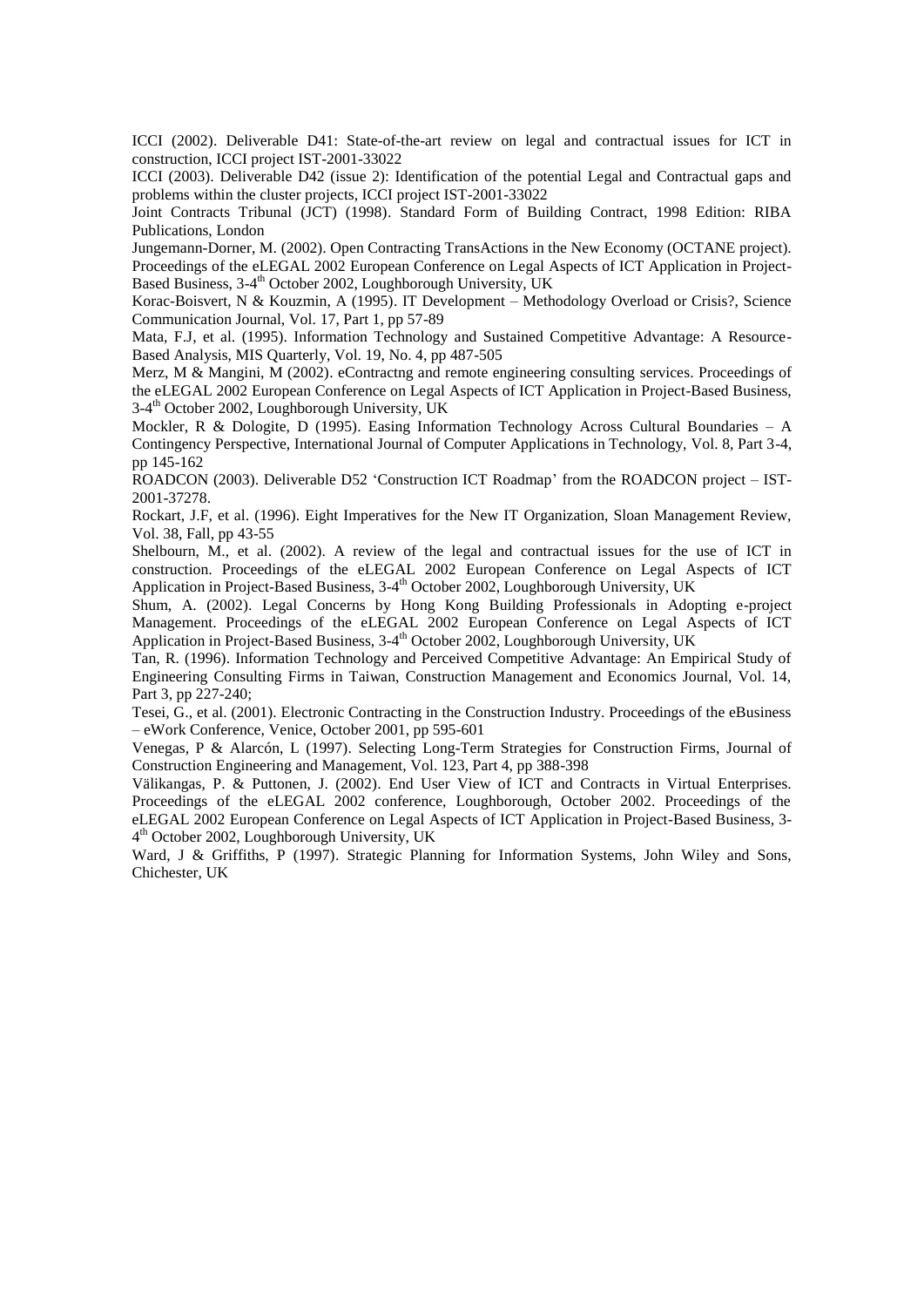ICCI (2002). Deliverable D41: State-of-the-art review on legal and contractual issues for ICT in construction, ICCI project IST-2001-33022

ICCI (2003). Deliverable D42 (issue 2): Identification of the potential Legal and Contractual gaps and problems within the cluster projects, ICCI project IST-2001-33022

Joint Contracts Tribunal (JCT) (1998). Standard Form of Building Contract, 1998 Edition: RIBA Publications, London

Jungemann-Dorner, M. (2002). Open Contracting TransActions in the New Economy (OCTANE project). Proceedings of the eLEGAL 2002 European Conference on Legal Aspects of ICT Application in Project-Based Business, 3-4th October 2002, Loughborough University, UK

Korac-Boisvert, N & Kouzmin, A (1995). IT Development – Methodology Overload or Crisis?, Science Communication Journal, Vol. 17, Part 1, pp 57-89

Mata, F.J, et al. (1995). Information Technology and Sustained Competitive Advantage: A Resource-Based Analysis, MIS Quarterly, Vol. 19, No. 4, pp 487-505

Merz, M & Mangini, M (2002). eContractng and remote engineering consulting services. Proceedings of the eLEGAL 2002 European Conference on Legal Aspects of ICT Application in Project-Based Business, 3-4th October 2002, Loughborough University, UK

Mockler, R & Dologite, D (1995). Easing Information Technology Across Cultural Boundaries – A Contingency Perspective, International Journal of Computer Applications in Technology, Vol. 8, Part 3-4, pp 145-162

ROADCON (2003). Deliverable D52 'Construction ICT Roadmap' from the ROADCON project – IST-2001-37278.

Rockart, J.F, et al. (1996). Eight Imperatives for the New IT Organization, Sloan Management Review, Vol. 38, Fall, pp 43-55

Shelbourn, M., et al. (2002). A review of the legal and contractual issues for the use of ICT in construction. Proceedings of the eLEGAL 2002 European Conference on Legal Aspects of ICT Application in Project-Based Business, 3-4th October 2002, Loughborough University, UK

Shum, A. (2002). Legal Concerns by Hong Kong Building Professionals in Adopting e-project Management. Proceedings of the eLEGAL 2002 European Conference on Legal Aspects of ICT Application in Project-Based Business, 3-4th October 2002, Loughborough University, UK

Tan, R. (1996). Information Technology and Perceived Competitive Advantage: An Empirical Study of Engineering Consulting Firms in Taiwan, Construction Management and Economics Journal, Vol. 14, Part 3, pp 227-240;

Tesei, G., et al. (2001). Electronic Contracting in the Construction Industry. Proceedings of the eBusiness – eWork Conference, Venice, October 2001, pp 595-601

Venegas, P & Alarcón, L (1997). Selecting Long-Term Strategies for Construction Firms, Journal of Construction Engineering and Management, Vol. 123, Part 4, pp 388-398

Välikangas, P. & Puttonen, J. (2002). End User View of ICT and Contracts in Virtual Enterprises. Proceedings of the eLEGAL 2002 conference, Loughborough, October 2002. Proceedings of the eLEGAL 2002 European Conference on Legal Aspects of ICT Application in Project-Based Business, 3-4th October 2002, Loughborough University, UK

Ward, J & Griffiths, P (1997). Strategic Planning for Information Systems, John Wiley and Sons, Chichester, UK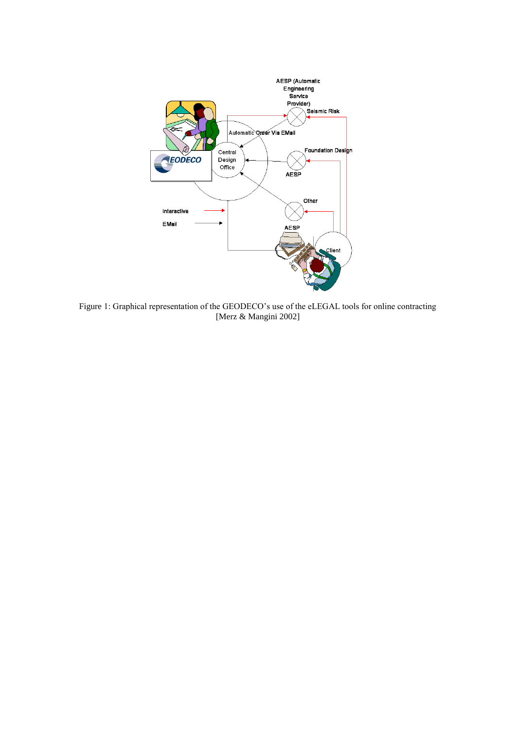Figure 1: Graphical representation of the GEODECO's use of the eLEGAL tools for online contracting [Merz & Mangini 2002]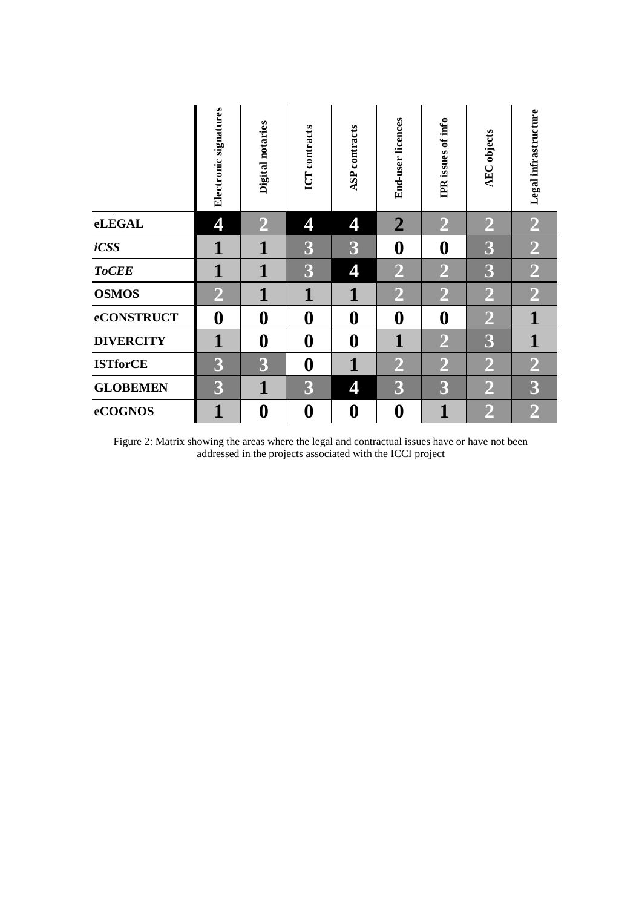| | Electronic signatures | Digital notaries | ICT contracts | ASP contracts | End-user licences | IPR issues of info | AEC objects | Legal infrastructure |
|---|---|---|---|---|---|---|---|---|
| **eLEGAL** | 4 | 2 | 4 | 4 | 2 | 2 | 2 | 2 |
| ***iCSS*** | 1 | 1 | 3 | 3 | 0 | 0 | 3 | 2 |
| ***ToCEE*** | 1 | 1 | 3 | 4 | 2 | 2 | 3 | 2 |
| **OSMOS** | 2 | 1 | 1 | 1 | 2 | 2 | 2 | 2 |
| **eCONSTRUCT** | 0 | 0 | 0 | 0 | 0 | 0 | 2 | 1 |
| **DIVERCITY** | 1 | 0 | 0 | 0 | 1 | 2 | 3 | 1 |
| **ISTforCE** | 3 | 3 | 0 | 1 | 2 | 2 | 2 | 2 |
| **GLOBEMEN** | 3 | 1 | 3 | 4 | 3 | 3 | 2 | 3 |
| **eCOGNOS** | 1 | 0 | 0 | 0 | 0 | 1 | 2 | 2 |

Figure 2: Matrix showing the areas where the legal and contractual issues have or have not been addressed in the projects associated with the ICCI project